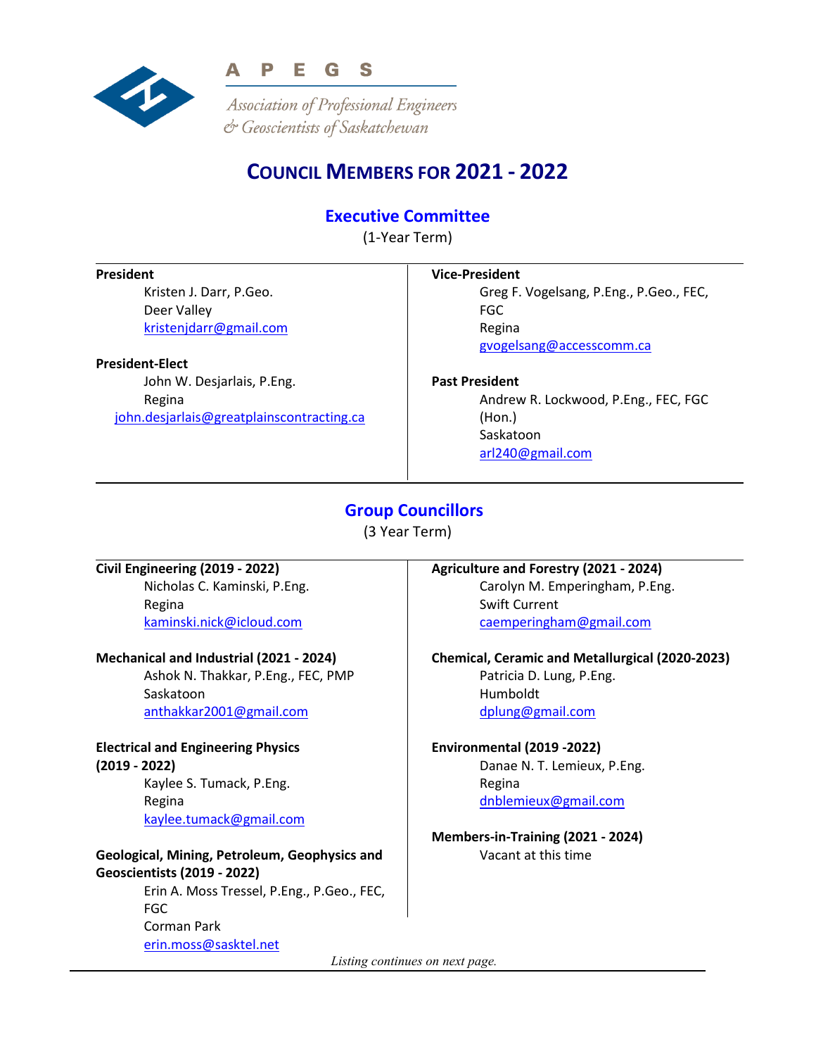APEGS

*Association of Professional Engineers & Geoscientists of Saskatchewan*

# COUNCIL MEMBERS FOR 2021 - 2022

## Executive Committee

(1-Year Term)

**President**
Kristen J. Darr, P.Geo.
Deer Valley
kristenjdarr@gmail.com

**President-Elect**
John W. Desjarlais, P.Eng.
Regina
john.desjarlais@greatplainscontracting.ca

**Vice-President**
Greg F. Vogelsang, P.Eng., P.Geo., FEC, FGC
Regina
gvogelsang@accesscomm.ca

**Past President**
Andrew R. Lockwood, P.Eng., FEC, FGC (Hon.)
Saskatoon
arl240@gmail.com

## Group Councillors

(3 Year Term)

**Civil Engineering (2019 - 2022)**
Nicholas C. Kaminski, P.Eng.
Regina
kaminski.nick@icloud.com

**Mechanical and Industrial (2021 - 2024)**
Ashok N. Thakkar, P.Eng., FEC, PMP
Saskatoon
anthakkar2001@gmail.com

**Electrical and Engineering Physics (2019 - 2022)**
Kaylee S. Tumack, P.Eng.
Regina
kaylee.tumack@gmail.com

**Geological, Mining, Petroleum, Geophysics and Geoscientists (2019 - 2022)**
Erin A. Moss Tressel, P.Eng., P.Geo., FEC, FGC
Corman Park
erin.moss@sasktel.net

**Agriculture and Forestry (2021 - 2024)**
Carolyn M. Emperingham, P.Eng.
Swift Current
caemperingham@gmail.com

**Chemical, Ceramic and Metallurgical (2020-2023)**
Patricia D. Lung, P.Eng.
Humboldt
dplung@gmail.com

**Environmental (2019 -2022)**
Danae N. T. Lemieux, P.Eng.
Regina
dnblemieux@gmail.com

**Members-in-Training (2021 - 2024)**
Vacant at this time

*Listing continues on next page.*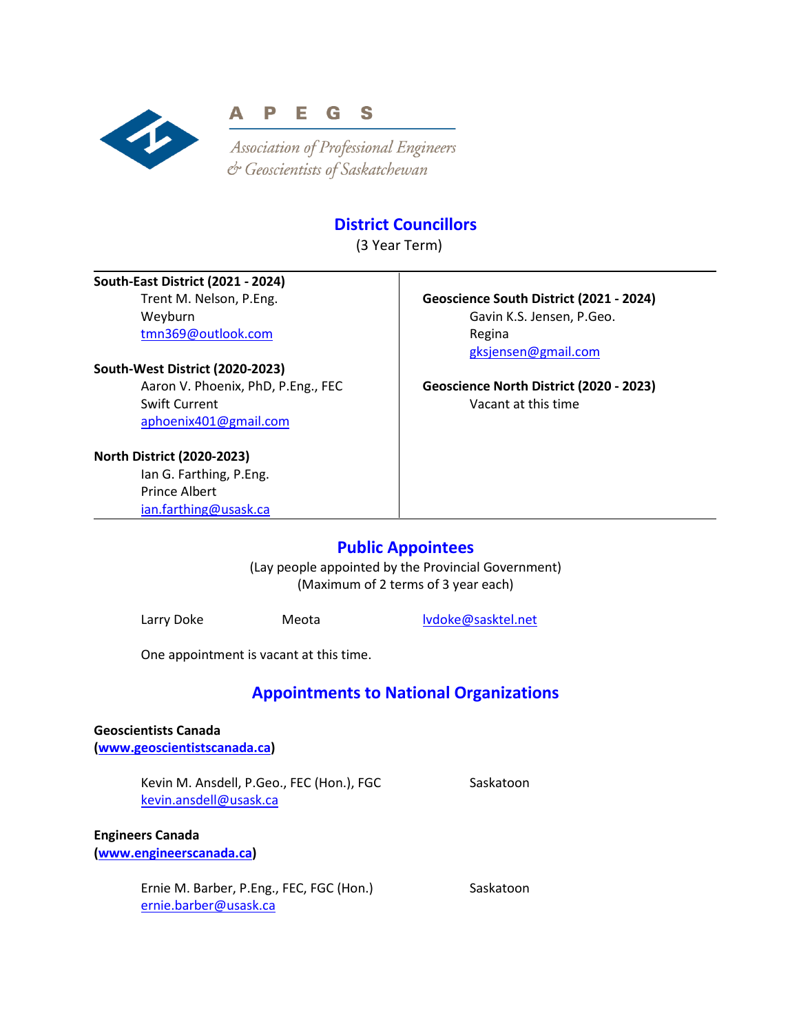A P E G S

*Association of Professional Engineers & Geoscientists of Saskatchewan*

## District Councillors

(3 Year Term)

**South-East District (2021 - 2024)**
Trent M. Nelson, P.Eng.
Weyburn
tmn369@outlook.com

**South-West District (2020-2023)**
Aaron V. Phoenix, PhD, P.Eng., FEC
Swift Current
aphoenix401@gmail.com

**North District (2020-2023)**
Ian G. Farthing, P.Eng.
Prince Albert
ian.farthing@usask.ca

**Geoscience South District (2021 - 2024)**
Gavin K.S. Jensen, P.Geo.
Regina
gksjensen@gmail.com

**Geoscience North District (2020 - 2023)**
Vacant at this time

## Public Appointees

(Lay people appointed by the Provincial Government)
(Maximum of 2 terms of 3 year each)

Larry Doke    Meota    lvdoke@sasktel.net

One appointment is vacant at this time.

## Appointments to National Organizations

**Geoscientists Canada**
**(www.geoscientistscanada.ca)**

Kevin M. Ansdell, P.Geo., FEC (Hon.), FGC    Saskatoon
kevin.ansdell@usask.ca

**Engineers Canada**
**(www.engineerscanada.ca)**

Ernie M. Barber, P.Eng., FEC, FGC (Hon.)    Saskatoon
ernie.barber@usask.ca